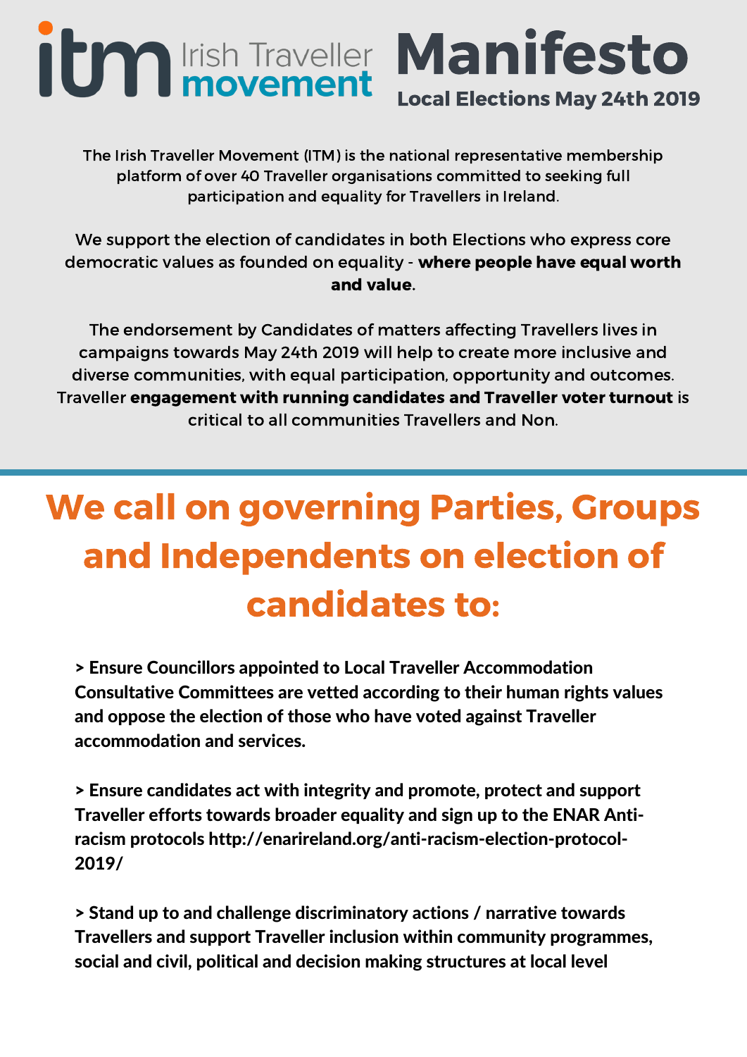# itm Irish Traveller movement Manifesto

## Local Elections May 24th 2019

The Irish Traveller Movement (ITM) is the national representative membership platform of over 40 Traveller organisations committed to seeking full participation and equality for Travellers in Ireland.

We support the election of candidates in both Elections who express core democratic values as founded on equality - **where people have equal worth and value**.

The endorsement by Candidates of matters affecting Travellers lives in campaigns towards May 24th 2019 will help to create more inclusive and diverse communities, with equal participation, opportunity and outcomes. Traveller **engagement with running candidates and Traveller voter turnout** is critical to all communities Travellers and Non.

## We call on governing Parties, Groups and Independents on election of candidates to:

**> Ensure Councillors appointed to Local Traveller Accommodation Consultative Committees are vetted according to their human rights values and oppose the election of those who have voted against Traveller accommodation and services.**

**> Ensure candidates act with integrity and promote, protect and support Traveller efforts towards broader equality and sign up to the ENAR Anti-racism protocols http://enarireland.org/anti-racism-election-protocol-2019/**

**> Stand up to and challenge discriminatory actions / narrative towards Travellers and support Traveller inclusion within community programmes, social and civil, political and decision making structures at local level**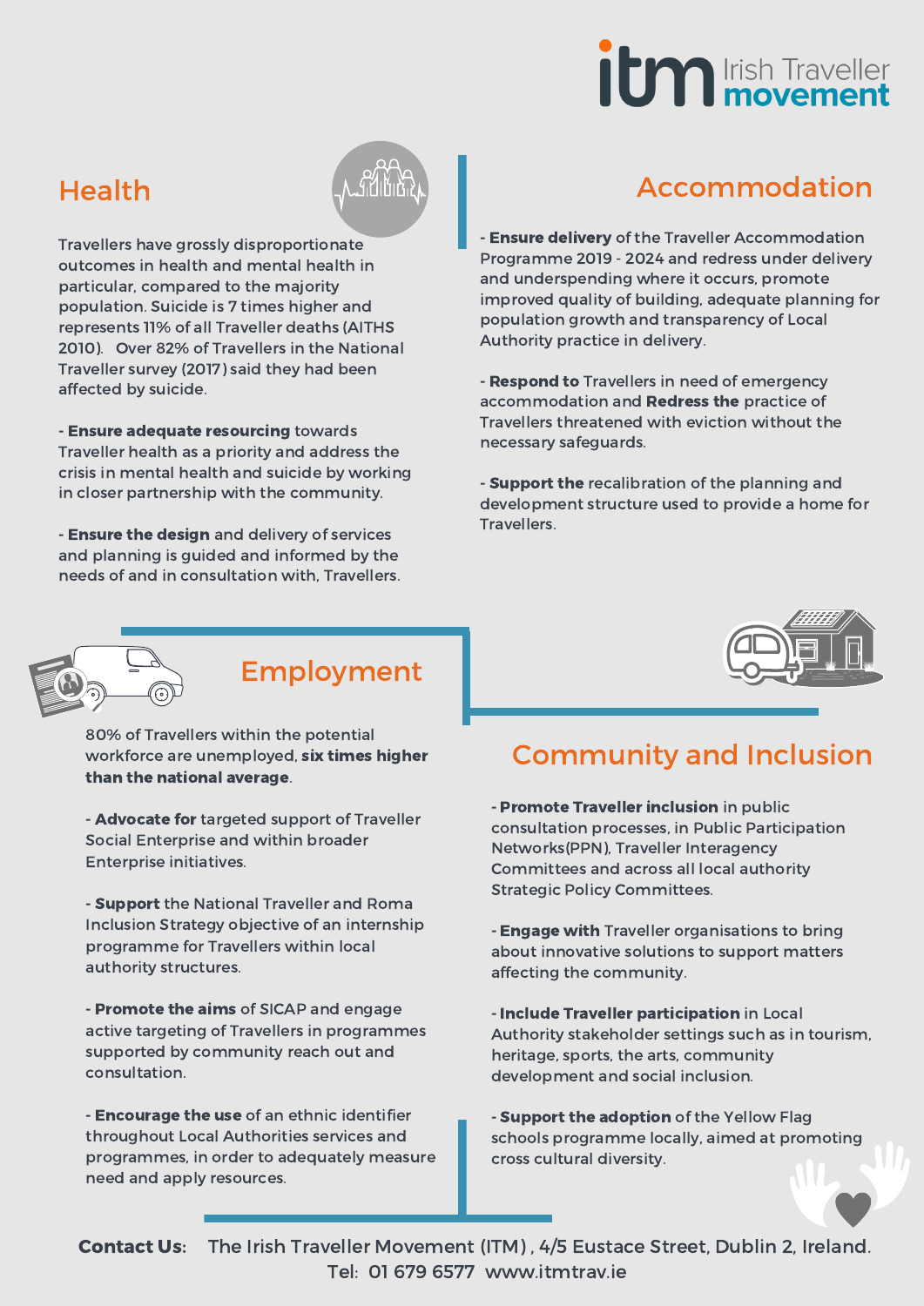# itm Irish Traveller movement

## Health

Travellers have grossly disproportionate outcomes in health and mental health in particular, compared to the majority population. Suicide is 7 times higher and represents 11% of all Traveller deaths (AITHS 2010). Over 82% of Travellers in the National Traveller survey (2017) said they had been affected by suicide.

- **Ensure adequate resourcing** towards Traveller health as a priority and address the crisis in mental health and suicide by working in closer partnership with the community.

- **Ensure the design** and delivery of services and planning is guided and informed by the needs of and in consultation with, Travellers.

## Accommodation

- **Ensure delivery** of the Traveller Accommodation Programme 2019 - 2024 and redress under delivery and underspending where it occurs, promote improved quality of building, adequate planning for population growth and transparency of Local Authority practice in delivery.

- **Respond to** Travellers in need of emergency accommodation and **Redress the** practice of Travellers threatened with eviction without the necessary safeguards.

- **Support the** recalibration of the planning and development structure used to provide a home for Travellers.

## Employment

80% of Travellers within the potential workforce are unemployed, **six times higher than the national average**.

- **Advocate for** targeted support of Traveller Social Enterprise and within broader Enterprise initiatives.

- **Support** the National Traveller and Roma Inclusion Strategy objective of an internship programme for Travellers within local authority structures.

- **Promote the aims** of SICAP and engage active targeting of Travellers in programmes supported by community reach out and consultation.

- **Encourage the use** of an ethnic identifier throughout Local Authorities services and programmes, in order to adequately measure need and apply resources.

## Community and Inclusion

- **Promote Traveller inclusion** in public consultation processes, in Public Participation Networks(PPN), Traveller Interagency Committees and across all local authority Strategic Policy Committees.

- **Engage with** Traveller organisations to bring about innovative solutions to support matters affecting the community.

- **Include Traveller participation** in Local Authority stakeholder settings such as in tourism, heritage, sports, the arts, community development and social inclusion.

- **Support the adoption** of the Yellow Flag schools programme locally, aimed at promoting cross cultural diversity.

**Contact Us:** The Irish Traveller Movement (ITM) , 4/5 Eustace Street, Dublin 2, Ireland.
Tel: 01 679 6577 www.itmtrav.ie